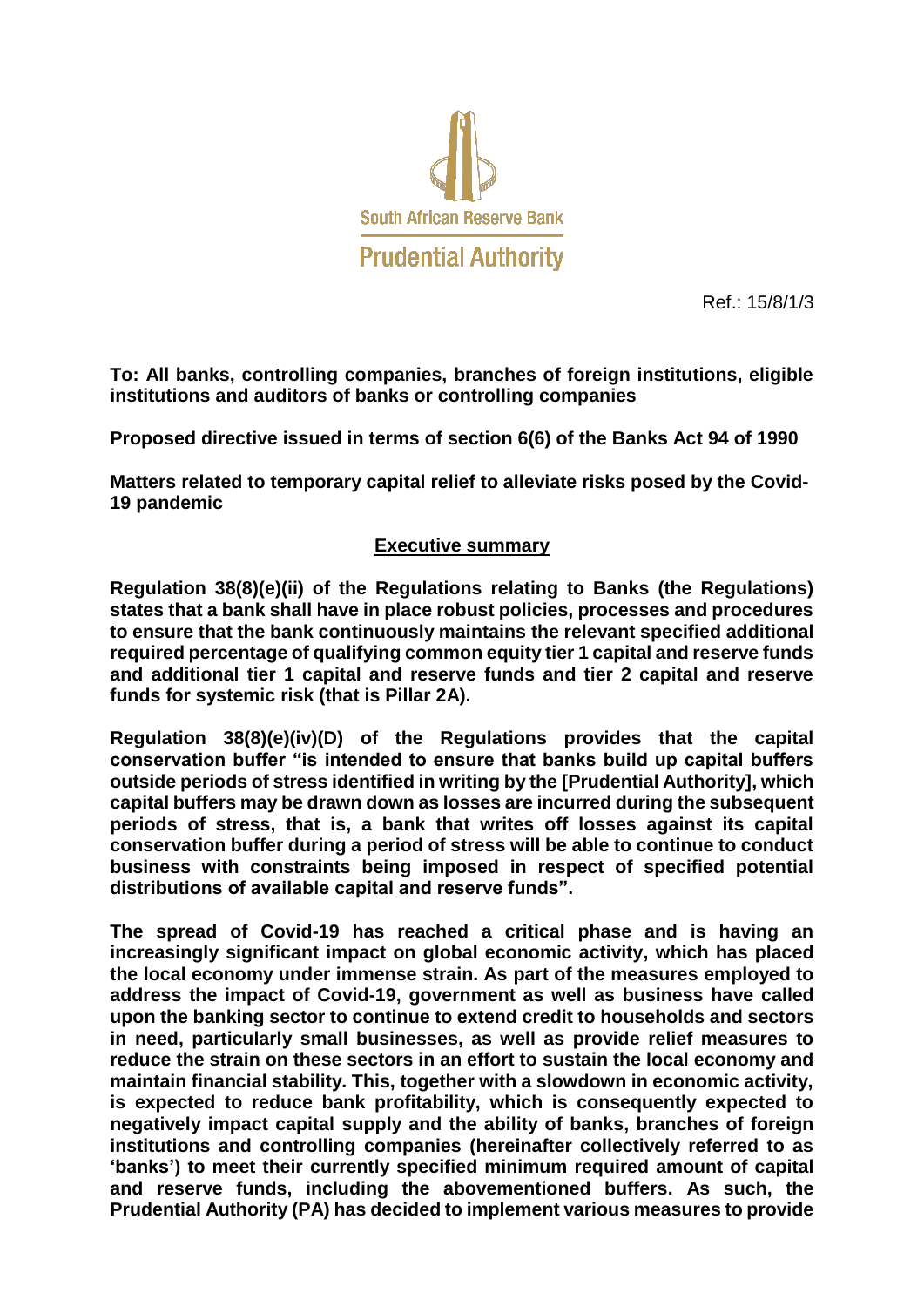South African Reserve Bank

Prudential Authority

Ref.: 15/8/1/3

**To: All banks, controlling companies, branches of foreign institutions, eligible institutions and auditors of banks or controlling companies**

**Proposed directive issued in terms of section 6(6) of the Banks Act 94 of 1990**

**Matters related to temporary capital relief to alleviate risks posed by the Covid-19 pandemic**

## Executive summary

**Regulation 38(8)(e)(ii) of the Regulations relating to Banks (the Regulations) states that a bank shall have in place robust policies, processes and procedures to ensure that the bank continuously maintains the relevant specified additional required percentage of qualifying common equity tier 1 capital and reserve funds and additional tier 1 capital and reserve funds and tier 2 capital and reserve funds for systemic risk (that is Pillar 2A).**

**Regulation 38(8)(e)(iv)(D) of the Regulations provides that the capital conservation buffer "is intended to ensure that banks build up capital buffers outside periods of stress identified in writing by the [Prudential Authority], which capital buffers may be drawn down as losses are incurred during the subsequent periods of stress, that is, a bank that writes off losses against its capital conservation buffer during a period of stress will be able to continue to conduct business with constraints being imposed in respect of specified potential distributions of available capital and reserve funds".**

**The spread of Covid-19 has reached a critical phase and is having an increasingly significant impact on global economic activity, which has placed the local economy under immense strain. As part of the measures employed to address the impact of Covid-19, government as well as business have called upon the banking sector to continue to extend credit to households and sectors in need, particularly small businesses, as well as provide relief measures to reduce the strain on these sectors in an effort to sustain the local economy and maintain financial stability. This, together with a slowdown in economic activity, is expected to reduce bank profitability, which is consequently expected to negatively impact capital supply and the ability of banks, branches of foreign institutions and controlling companies (hereinafter collectively referred to as 'banks') to meet their currently specified minimum required amount of capital and reserve funds, including the abovementioned buffers. As such, the Prudential Authority (PA) has decided to implement various measures to provide**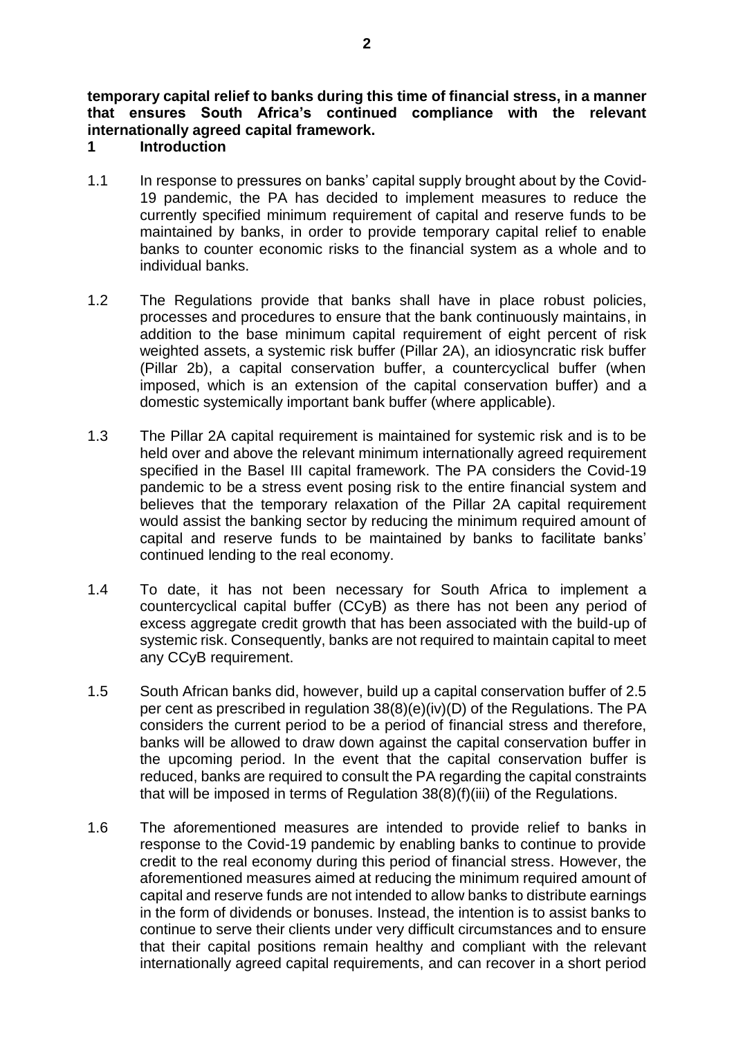**temporary capital relief to banks during this time of financial stress, in a manner that ensures South Africa's continued compliance with the relevant internationally agreed capital framework.**

## 1 Introduction

1.1 In response to pressures on banks' capital supply brought about by the Covid-19 pandemic, the PA has decided to implement measures to reduce the currently specified minimum requirement of capital and reserve funds to be maintained by banks, in order to provide temporary capital relief to enable banks to counter economic risks to the financial system as a whole and to individual banks.

1.2 The Regulations provide that banks shall have in place robust policies, processes and procedures to ensure that the bank continuously maintains, in addition to the base minimum capital requirement of eight percent of risk weighted assets, a systemic risk buffer (Pillar 2A), an idiosyncratic risk buffer (Pillar 2b), a capital conservation buffer, a countercyclical buffer (when imposed, which is an extension of the capital conservation buffer) and a domestic systemically important bank buffer (where applicable).

1.3 The Pillar 2A capital requirement is maintained for systemic risk and is to be held over and above the relevant minimum internationally agreed requirement specified in the Basel III capital framework. The PA considers the Covid-19 pandemic to be a stress event posing risk to the entire financial system and believes that the temporary relaxation of the Pillar 2A capital requirement would assist the banking sector by reducing the minimum required amount of capital and reserve funds to be maintained by banks to facilitate banks' continued lending to the real economy.

1.4 To date, it has not been necessary for South Africa to implement a countercyclical capital buffer (CCyB) as there has not been any period of excess aggregate credit growth that has been associated with the build-up of systemic risk. Consequently, banks are not required to maintain capital to meet any CCyB requirement.

1.5 South African banks did, however, build up a capital conservation buffer of 2.5 per cent as prescribed in regulation 38(8)(e)(iv)(D) of the Regulations. The PA considers the current period to be a period of financial stress and therefore, banks will be allowed to draw down against the capital conservation buffer in the upcoming period. In the event that the capital conservation buffer is reduced, banks are required to consult the PA regarding the capital constraints that will be imposed in terms of Regulation 38(8)(f)(iii) of the Regulations.

1.6 The aforementioned measures are intended to provide relief to banks in response to the Covid-19 pandemic by enabling banks to continue to provide credit to the real economy during this period of financial stress. However, the aforementioned measures aimed at reducing the minimum required amount of capital and reserve funds are not intended to allow banks to distribute earnings in the form of dividends or bonuses. Instead, the intention is to assist banks to continue to serve their clients under very difficult circumstances and to ensure that their capital positions remain healthy and compliant with the relevant internationally agreed capital requirements, and can recover in a short period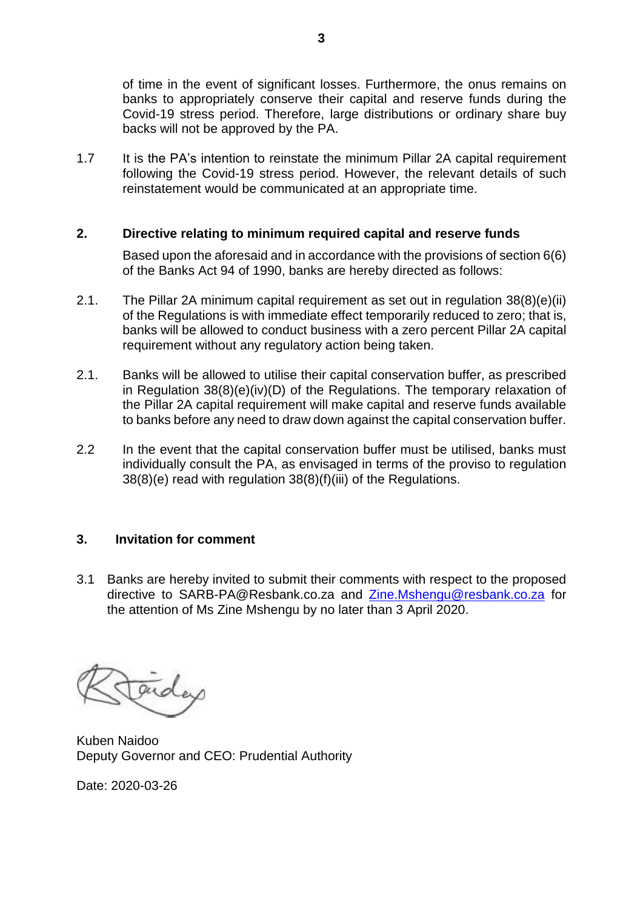of time in the event of significant losses. Furthermore, the onus remains on banks to appropriately conserve their capital and reserve funds during the Covid-19 stress period. Therefore, large distributions or ordinary share buy backs will not be approved by the PA.

1.7 It is the PA's intention to reinstate the minimum Pillar 2A capital requirement following the Covid-19 stress period. However, the relevant details of such reinstatement would be communicated at an appropriate time.

## 2. Directive relating to minimum required capital and reserve funds

Based upon the aforesaid and in accordance with the provisions of section 6(6) of the Banks Act 94 of 1990, banks are hereby directed as follows:

2.1. The Pillar 2A minimum capital requirement as set out in regulation 38(8)(e)(ii) of the Regulations is with immediate effect temporarily reduced to zero; that is, banks will be allowed to conduct business with a zero percent Pillar 2A capital requirement without any regulatory action being taken.

2.1. Banks will be allowed to utilise their capital conservation buffer, as prescribed in Regulation 38(8)(e)(iv)(D) of the Regulations. The temporary relaxation of the Pillar 2A capital requirement will make capital and reserve funds available to banks before any need to draw down against the capital conservation buffer.

2.2 In the event that the capital conservation buffer must be utilised, banks must individually consult the PA, as envisaged in terms of the proviso to regulation 38(8)(e) read with regulation 38(8)(f)(iii) of the Regulations.

## 3. Invitation for comment

3.1 Banks are hereby invited to submit their comments with respect to the proposed directive to SARB-PA@Resbank.co.za and Zine.Mshengu@resbank.co.za for the attention of Ms Zine Mshengu by no later than 3 April 2020.

Kuben Naidoo
Deputy Governor and CEO: Prudential Authority

Date: 2020-03-26